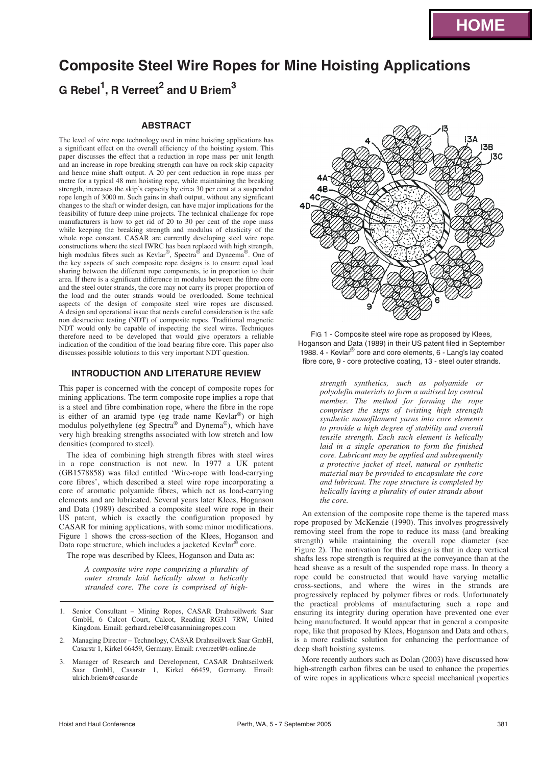# Composite Steel Wire Ropes for Mine Hoisting Applications

**G Rebel[1], R Verreet[2] and U Briem[3]**

## ABSTRACT

The level of wire rope technology used in mine hoisting applications has a significant effect on the overall efficiency of the hoisting system. This paper discusses the effect that a reduction in rope mass per unit length and an increase in rope breaking strength can have on rock skip capacity and hence mine shaft output. A 20 per cent reduction in rope mass per metre for a typical 48 mm hoisting rope, while maintaining the breaking strength, increases the skip's capacity by circa 30 per cent at a suspended rope length of 3000 m. Such gains in shaft output, without any significant changes to the shaft or winder design, can have major implications for the feasibility of future deep mine projects. The technical challenge for rope manufacturers is how to get rid of 20 to 30 per cent of the rope mass while keeping the breaking strength and modulus of elasticity of the whole rope constant. CASAR are currently developing steel wire rope constructions where the steel IWRC has been replaced with high strength, high modulus fibres such as Kevlar®, Spectra® and Dyneema®. One of the key aspects of such composite rope designs is to ensure equal load sharing between the different rope components, ie in proportion to their area. If there is a significant difference in modulus between the fibre core and the steel outer strands, the core may not carry its proper proportion of the load and the outer strands would be overloaded. Some technical aspects of the design of composite steel wire ropes are discussed. A design and operational issue that needs careful consideration is the safe non destructive testing (NDT) of composite ropes. Traditional magnetic NDT would only be capable of inspecting the steel wires. Techniques therefore need to be developed that would give operators a reliable indication of the condition of the load bearing fibre core. This paper also discusses possible solutions to this very important NDT question.

## INTRODUCTION AND LITERATURE REVIEW

This paper is concerned with the concept of composite ropes for mining applications. The term composite rope implies a rope that is a steel and fibre combination rope, where the fibre in the rope is either of an aramid type (eg trade name Kevlar®) or high modulus polyethylene (eg Spectra® and Dynema®), which have very high breaking strengths associated with low stretch and low densities (compared to steel).

The idea of combining high strength fibres with steel wires in a rope construction is not new. In 1977 a UK patent (GB1578858) was filed entitled 'Wire-rope with load-carrying core fibres', which described a steel wire rope incorporating a core of aromatic polyamide fibres, which act as load-carrying elements and are lubricated. Several years later Klees, Hoganson and Data (1989) described a composite steel wire rope in their US patent, which is exactly the configuration proposed by CASAR for mining applications, with some minor modifications. Figure 1 shows the cross-section of the Klees, Hoganson and Data rope structure, which includes a jacketed Kevlar® core.

The rope was described by Klees, Hoganson and Data as:

> *A composite wire rope comprising a plurality of outer strands laid helically about a helically stranded core. The core is comprised of high-strength synthetics, such as polyamide or polyolefin materials to form a unitised lay central member. The method for forming the rope comprises the steps of twisting high strength synthetic monofilament yarns into core elements to provide a high degree of stability and overall tensile strength. Each such element is helically laid in a single operation to form the finished core. Lubricant may be applied and subsequently a protective jacket of steel, natural or synthetic material may be provided to encapsulate the core and lubricant. The rope structure is completed by helically laying a plurality of outer strands about the core.*

FIG 1 - Composite steel wire rope as proposed by Klees, Hoganson and Data (1989) in their US patent filed in September 1988. 4 - Kevlar® core and core elements, 6 - Lang's lay coated fibre core, 9 - core protective coating, 13 - steel outer strands.

An extension of the composite rope theme is the tapered mass rope proposed by McKenzie (1990). This involves progressively removing steel from the rope to reduce its mass (and breaking strength) while maintaining the overall rope diameter (see Figure 2). The motivation for this design is that in deep vertical shafts less rope strength is required at the conveyance than at the head sheave as a result of the suspended rope mass. In theory a rope could be constructed that would have varying metallic cross-sections, and where the wires in the strands are progressively replaced by polymer fibres or rods. Unfortunately the practical problems of manufacturing such a rope and ensuring its integrity during operation have prevented one ever being manufactured. It would appear that in general a composite rope, like that proposed by Klees, Hoganson and Data and others, is a more realistic solution for enhancing the performance of deep shaft hoisting systems.

More recently authors such as Dolan (2003) have discussed how high-strength carbon fibres can be used to enhance the properties of wire ropes in applications where special mechanical properties

---

1. Senior Consultant – Mining Ropes, CASAR Drahtseilwerk Saar GmbH, 6 Calcot Court, Calcot, Reading RG31 7RW, United Kingdom. Email: gerhard.rebel@casarminingropes.com
2. Managing Director – Technology, CASAR Drahtseilwerk Saar GmbH, Casarstr 1, Kirkel 66459, Germany. Email: r.verreet@t-online.de
3. Manager of Research and Development, CASAR Drahtseilwerk Saar GmbH, Casarstr 1, Kirkel 66459, Germany. Email: ulrich.briem@casar.de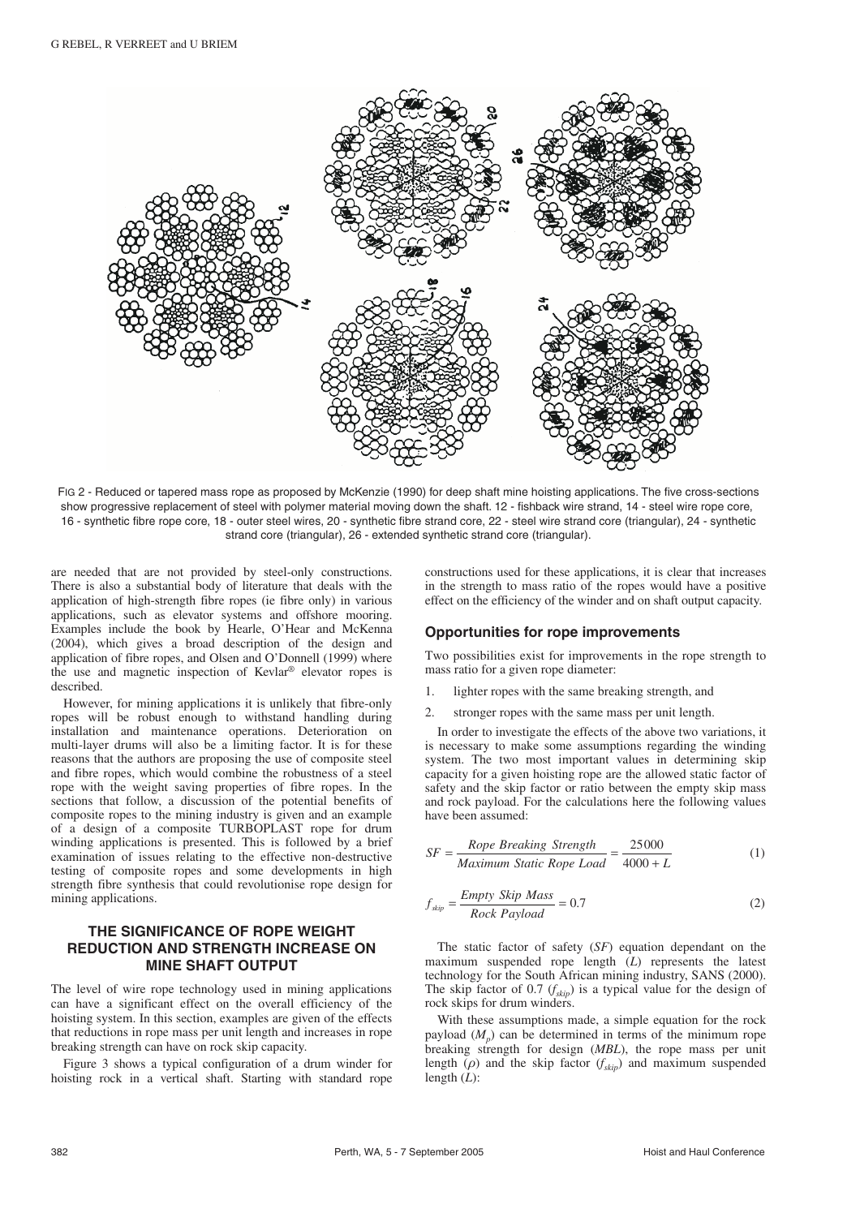FIG 2 - Reduced or tapered mass rope as proposed by McKenzie (1990) for deep shaft mine hoisting applications. The five cross-sections show progressive replacement of steel with polymer material moving down the shaft. 12 - fishback wire strand, 14 - steel wire rope core, 16 - synthetic fibre rope core, 18 - outer steel wires, 20 - synthetic fibre strand core, 22 - steel wire strand core (triangular), 24 - synthetic strand core (triangular), 26 - extended synthetic strand core (triangular).

are needed that are not provided by steel-only constructions. There is also a substantial body of literature that deals with the application of high-strength fibre ropes (ie fibre only) in various applications, such as elevator systems and offshore mooring. Examples include the book by Hearle, O'Hear and McKenna (2004), which gives a broad description of the design and application of fibre ropes, and Olsen and O'Donnell (1999) where the use and magnetic inspection of Kevlar® elevator ropes is described.

However, for mining applications it is unlikely that fibre-only ropes will be robust enough to withstand handling during installation and maintenance operations. Deterioration on multi-layer drums will also be a limiting factor. It is for these reasons that the authors are proposing the use of composite steel and fibre ropes, which would combine the robustness of a steel rope with the weight saving properties of fibre ropes. In the sections that follow, a discussion of the potential benefits of composite ropes to the mining industry is given and an example of a design of a composite TURBOPLAST rope for drum winding applications is presented. This is followed by a brief examination of issues relating to the effective non-destructive testing of composite ropes and some developments in high strength fibre synthesis that could revolutionise rope design for mining applications.

## THE SIGNIFICANCE OF ROPE WEIGHT REDUCTION AND STRENGTH INCREASE ON MINE SHAFT OUTPUT

The level of wire rope technology used in mining applications can have a significant effect on the overall efficiency of the hoisting system. In this section, examples are given of the effects that reductions in rope mass per unit length and increases in rope breaking strength can have on rock skip capacity.

Figure 3 shows a typical configuration of a drum winder for hoisting rock in a vertical shaft. Starting with standard rope constructions used for these applications, it is clear that increases in the strength to mass ratio of the ropes would have a positive effect on the efficiency of the winder and on shaft output capacity.

### Opportunities for rope improvements

Two possibilities exist for improvements in the rope strength to mass ratio for a given rope diameter:

1. lighter ropes with the same breaking strength, and
2. stronger ropes with the same mass per unit length.

In order to investigate the effects of the above two variations, it is necessary to make some assumptions regarding the winding system. The two most important values in determining skip capacity for a given hoisting rope are the allowed static factor of safety and the skip factor or ratio between the empty skip mass and rock payload. For the calculations here the following values have been assumed:

$$SF = \frac{Rope\ Breaking\ Strength}{Maximum\ Static\ Rope\ Load} = \frac{25000}{4000 + L} \tag{1}$$

$$f_{skip} = \frac{Empty\ Skip\ Mass}{Rock\ Payload} = 0.7 \tag{2}$$

The static factor of safety ($SF$) equation dependant on the maximum suspended rope length ($L$) represents the latest technology for the South African mining industry, SANS (2000). The skip factor of 0.7 ($f_{skip}$) is a typical value for the design of rock skips for drum winders.

With these assumptions made, a simple equation for the rock payload ($M_p$) can be determined in terms of the minimum rope breaking strength for design ($MBL$), the rope mass per unit length ($\rho$) and the skip factor ($f_{skip}$) and maximum suspended length ($L$):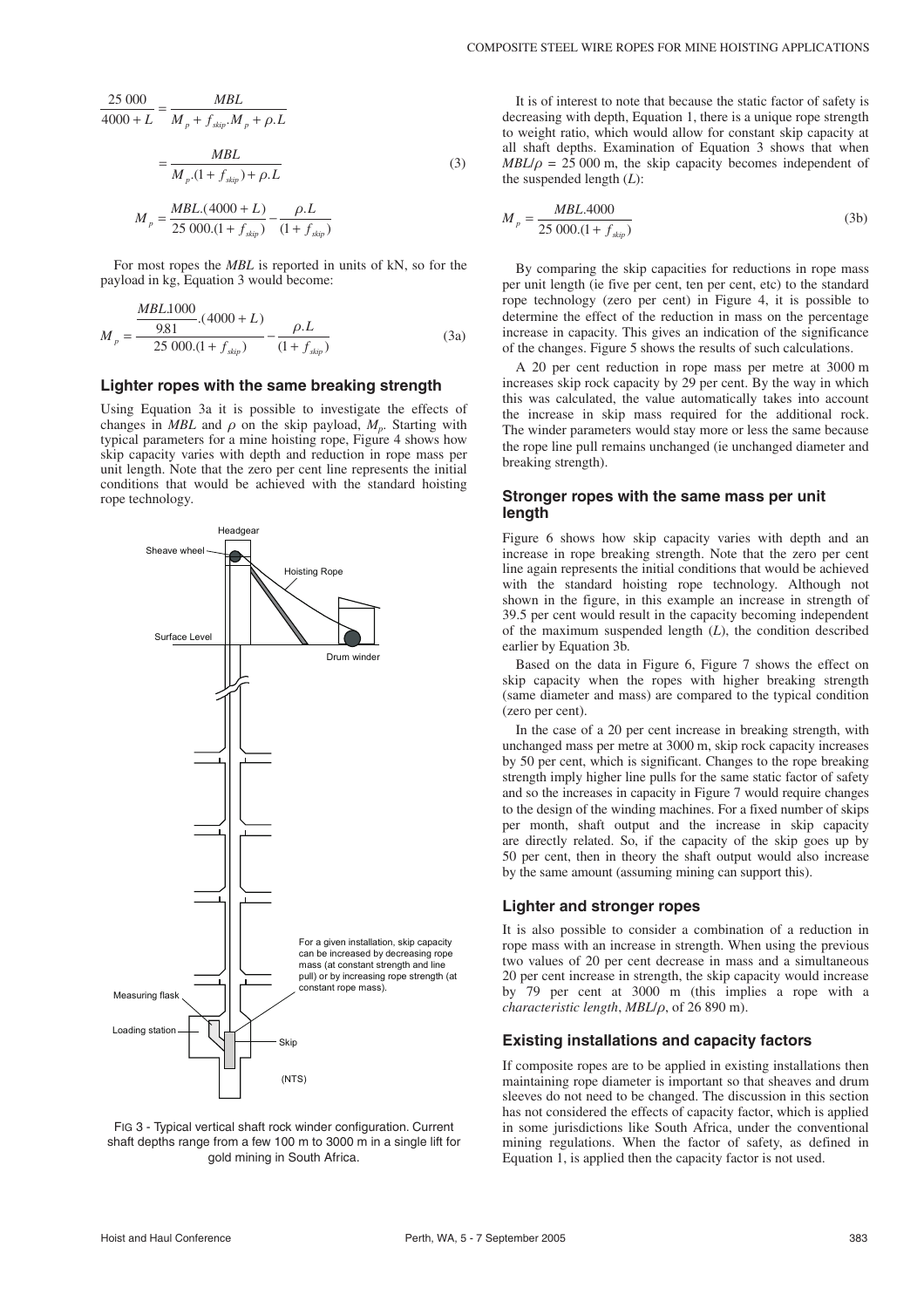$$\frac{25\,000}{4000+L} = \frac{MBL}{M_p + f_{skip}.M_p + \rho.L}$$

$$= \frac{MBL}{M_p.(1+f_{skip}) + \rho.L} \tag{3}$$

$$M_p = \frac{MBL.(4000+L)}{25\,000.(1+f_{skip})} - \frac{\rho.L}{(1+f_{skip})}$$

For most ropes the *MBL* is reported in units of kN, so for the payload in kg, Equation 3 would become:

$$M_p = \frac{\frac{MBL.1000}{9.81}.(4000+L)}{25\,000.(1+f_{skip})} - \frac{\rho.L}{(1+f_{skip})} \tag{3a}$$

## Lighter ropes with the same breaking strength

Using Equation 3a it is possible to investigate the effects of changes in *MBL* and $\rho$ on the skip payload, $M_p$. Starting with typical parameters for a mine hoisting rope, Figure 4 shows how skip capacity varies with depth and reduction in rope mass per unit length. Note that the zero per cent line represents the initial conditions that would be achieved with the standard hoisting rope technology.

Headgear

Sheave wheel

Hoisting Rope

Surface Level

Drum winder

For a given installation, skip capacity can be increased by decreasing rope mass (at constant strength and line pull) or by increasing rope strength (at constant rope mass).

Measuring flask

Loading station

Skip

(NTS)

FIG 3 - Typical vertical shaft rock winder configuration. Current shaft depths range from a few 100 m to 3000 m in a single lift for gold mining in South Africa.

It is of interest to note that because the static factor of safety is decreasing with depth, Equation 1, there is a unique rope strength to weight ratio, which would allow for constant skip capacity at all shaft depths. Examination of Equation 3 shows that when $MBL/\rho$ = 25 000 m, the skip capacity becomes independent of the suspended length ($L$):

$$M_p = \frac{MBL.4000}{25\,000.(1+f_{skip})} \tag{3b}$$

By comparing the skip capacities for reductions in rope mass per unit length (ie five per cent, ten per cent, etc) to the standard rope technology (zero per cent) in Figure 4, it is possible to determine the effect of the reduction in mass on the percentage increase in capacity. This gives an indication of the significance of the changes. Figure 5 shows the results of such calculations.

A 20 per cent reduction in rope mass per metre at 3000 m increases skip rock capacity by 29 per cent. By the way in which this was calculated, the value automatically takes into account the increase in skip mass required for the additional rock. The winder parameters would stay more or less the same because the rope line pull remains unchanged (ie unchanged diameter and breaking strength).

## Stronger ropes with the same mass per unit length

Figure 6 shows how skip capacity varies with depth and an increase in rope breaking strength. Note that the zero per cent line again represents the initial conditions that would be achieved with the standard hoisting rope technology. Although not shown in the figure, in this example an increase in strength of 39.5 per cent would result in the capacity becoming independent of the maximum suspended length ($L$), the condition described earlier by Equation 3b.

Based on the data in Figure 6, Figure 7 shows the effect on skip capacity when the ropes with higher breaking strength (same diameter and mass) are compared to the typical condition (zero per cent).

In the case of a 20 per cent increase in breaking strength, with unchanged mass per metre at 3000 m, skip rock capacity increases by 50 per cent, which is significant. Changes to the rope breaking strength imply higher line pulls for the same static factor of safety and so the increases in capacity in Figure 7 would require changes to the design of the winding machines. For a fixed number of skips per month, shaft output and the increase in skip capacity are directly related. So, if the capacity of the skip goes up by 50 per cent, then in theory the shaft output would also increase by the same amount (assuming mining can support this).

## Lighter and stronger ropes

It is also possible to consider a combination of a reduction in rope mass with an increase in strength. When using the previous two values of 20 per cent decrease in mass and a simultaneous 20 per cent increase in strength, the skip capacity would increase by 79 per cent at 3000 m (this implies a rope with a *characteristic length*, $MBL/\rho$, of 26 890 m).

## Existing installations and capacity factors

If composite ropes are to be applied in existing installations then maintaining rope diameter is important so that sheaves and drum sleeves do not need to be changed. The discussion in this section has not considered the effects of capacity factor, which is applied in some jurisdictions like South Africa, under the conventional mining regulations. When the factor of safety, as defined in Equation 1, is applied then the capacity factor is not used.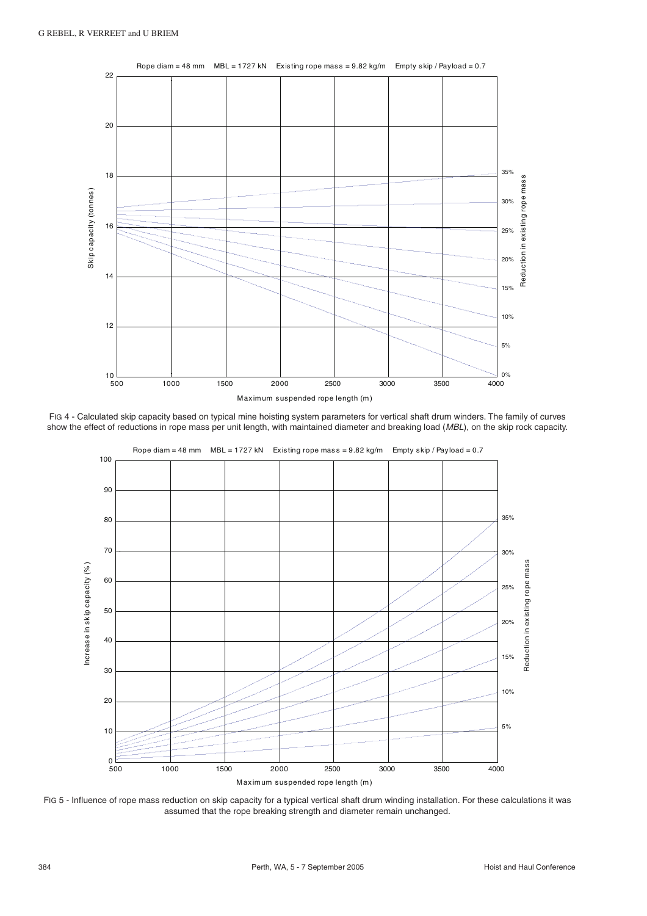FIG 4 - Calculated skip capacity based on typical mine hoisting system parameters for vertical shaft drum winders. The family of curves show the effect of reductions in rope mass per unit length, with maintained diameter and breaking load (*MBL*), on the skip rock capacity.

FIG 5 - Influence of rope mass reduction on skip capacity for a typical vertical shaft drum winding installation. For these calculations it was assumed that the rope breaking strength and diameter remain unchanged.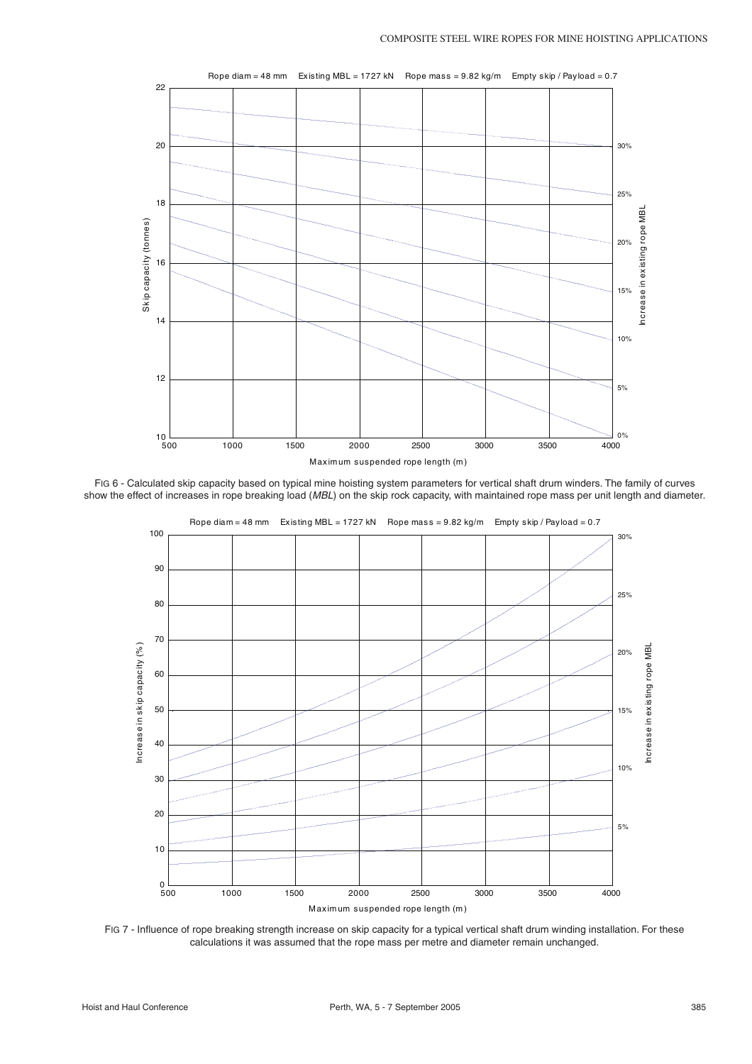FIG 6 - Calculated skip capacity based on typical mine hoisting system parameters for vertical shaft drum winders. The family of curves show the effect of increases in rope breaking load (*MBL*) on the skip rock capacity, with maintained rope mass per unit length and diameter.

FIG 7 - Influence of rope breaking strength increase on skip capacity for a typical vertical shaft drum winding installation. For these calculations it was assumed that the rope mass per metre and diameter remain unchanged.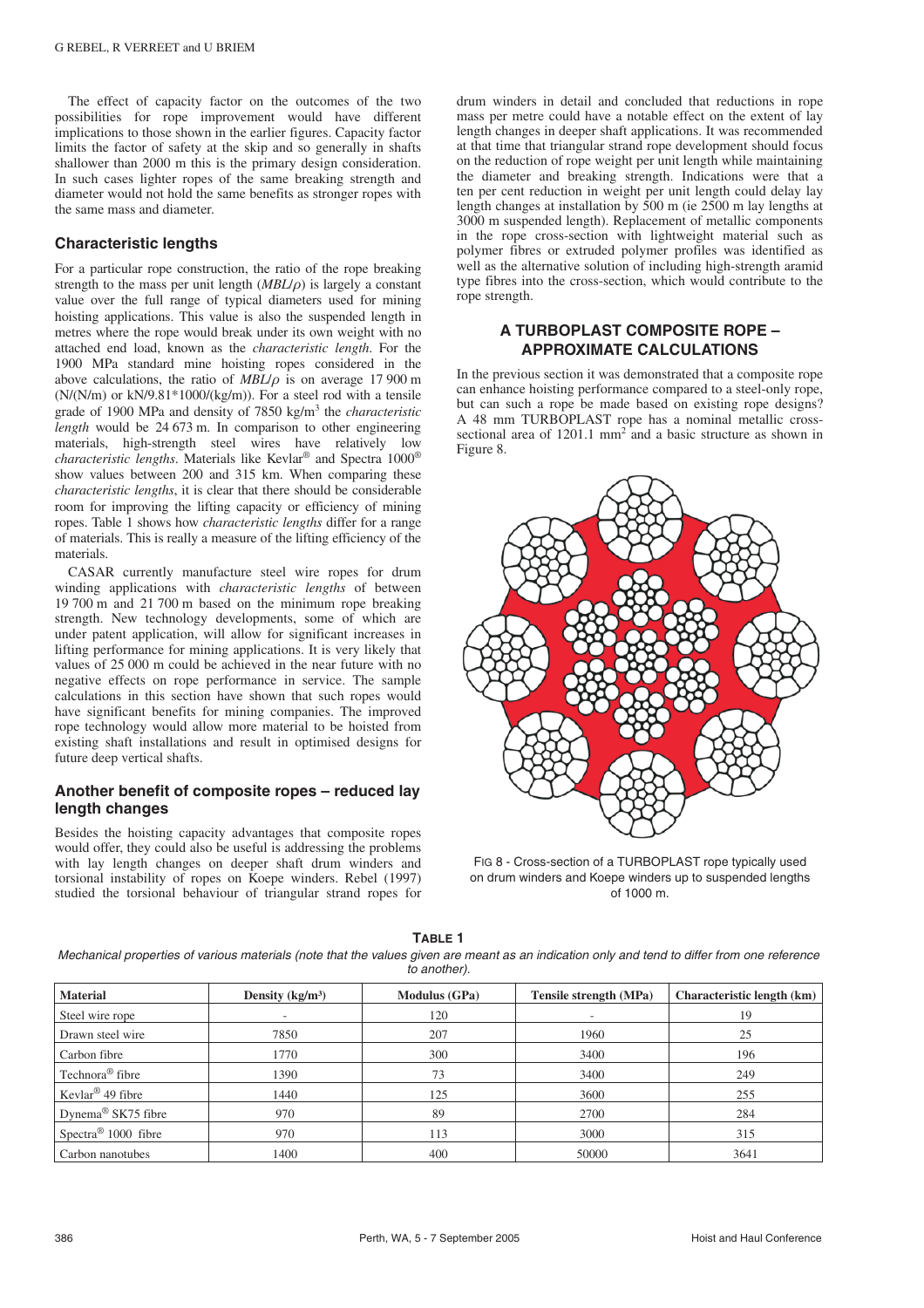The effect of capacity factor on the outcomes of the two possibilities for rope improvement would have different implications to those shown in the earlier figures. Capacity factor limits the factor of safety at the skip and so generally in shafts shallower than 2000 m this is the primary design consideration. In such cases lighter ropes of the same breaking strength and diameter would not hold the same benefits as stronger ropes with the same mass and diameter.

## Characteristic lengths

For a particular rope construction, the ratio of the rope breaking strength to the mass per unit length ($MBL/\rho$) is largely a constant value over the full range of typical diameters used for mining hoisting applications. This value is also the suspended length in metres where the rope would break under its own weight with no attached end load, known as the *characteristic length*. For the 1900 MPa standard mine hoisting ropes considered in the above calculations, the ratio of $MBL/\rho$ is on average 17 900 m (N/(N/m) or kN/9.81*1000/(kg/m)). For a steel rod with a tensile grade of 1900 MPa and density of 7850 kg/m$^3$ the *characteristic length* would be 24 673 m. In comparison to other engineering materials, high-strength steel wires have relatively low *characteristic lengths*. Materials like Kevlar® and Spectra 1000® show values between 200 and 315 km. When comparing these *characteristic lengths*, it is clear that there should be considerable room for improving the lifting capacity or efficiency of mining ropes. Table 1 shows how *characteristic lengths* differ for a range of materials. This is really a measure of the lifting efficiency of the materials.

CASAR currently manufacture steel wire ropes for drum winding applications with *characteristic lengths* of between 19 700 m and 21 700 m based on the minimum rope breaking strength. New technology developments, some of which are under patent application, will allow for significant increases in lifting performance for mining applications. It is very likely that values of 25 000 m could be achieved in the near future with no negative effects on rope performance in service. The sample calculations in this section have shown that such ropes would have significant benefits for mining companies. The improved rope technology would allow more material to be hoisted from existing shaft installations and result in optimised designs for future deep vertical shafts.

## Another benefit of composite ropes – reduced lay length changes

Besides the hoisting capacity advantages that composite ropes would offer, they could also be useful is addressing the problems with lay length changes on deeper shaft drum winders and torsional instability of ropes on Koepe winders. Rebel (1997) studied the torsional behaviour of triangular strand ropes for drum winders in detail and concluded that reductions in rope mass per metre could have a notable effect on the extent of lay length changes in deeper shaft applications. It was recommended at that time that triangular strand rope development should focus on the reduction of rope weight per unit length while maintaining the diameter and breaking strength. Indications were that a ten per cent reduction in weight per unit length could delay lay length changes at installation by 500 m (ie 2500 m lay lengths at 3000 m suspended length). Replacement of metallic components in the rope cross-section with lightweight material such as polymer fibres or extruded polymer profiles was identified as well as the alternative solution of including high-strength aramid type fibres into the cross-section, which would contribute to the rope strength.

## A TURBOPLAST COMPOSITE ROPE – APPROXIMATE CALCULATIONS

In the previous section it was demonstrated that a composite rope can enhance hoisting performance compared to a steel-only rope, but can such a rope be made based on existing rope designs? A 48 mm TURBOPLAST rope has a nominal metallic cross-sectional area of 1201.1 mm$^2$ and a basic structure as shown in Figure 8.

FIG 8 - Cross-section of a TURBOPLAST rope typically used on drum winders and Koepe winders up to suspended lengths of 1000 m.

**TABLE 1**

*Mechanical properties of various materials (note that the values given are meant as an indication only and tend to differ from one reference to another).*

| Material | Density (kg/m³) | Modulus (GPa) | Tensile strength (MPa) | Characteristic length (km) |
|---|---|---|---|---|
| Steel wire rope | - | 120 | - | 19 |
| Drawn steel wire | 7850 | 207 | 1960 | 25 |
| Carbon fibre | 1770 | 300 | 3400 | 196 |
| Technora® fibre | 1390 | 73 | 3400 | 249 |
| Kevlar® 49 fibre | 1440 | 125 | 3600 | 255 |
| Dynema® SK75 fibre | 970 | 89 | 2700 | 284 |
| Spectra® 1000 fibre | 970 | 113 | 3000 | 315 |
| Carbon nanotubes | 1400 | 400 | 50000 | 3641 |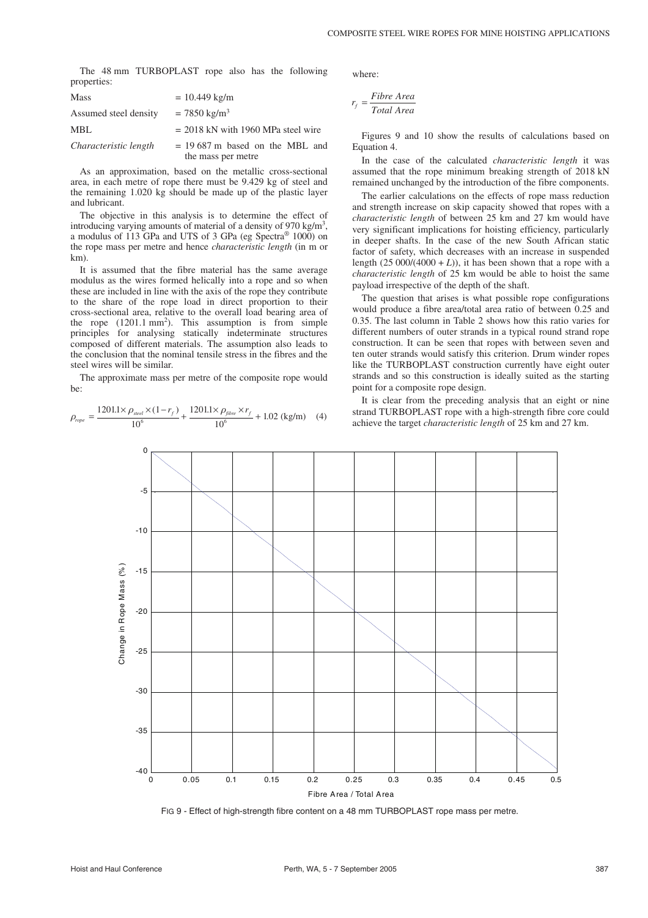The 48 mm TURBOPLAST rope also has the following properties:

| | |
|---|---|
| Mass | = 10.449 kg/m |
| Assumed steel density | = 7850 kg/m$^3$ |
| MBL | = 2018 kN with 1960 MPa steel wire |
| *Characteristic length* | = 19 687 m based on the MBL and the mass per metre |

As an approximation, based on the metallic cross-sectional area, in each metre of rope there must be 9.429 kg of steel and the remaining 1.020 kg should be made up of the plastic layer and lubricant.

The objective in this analysis is to determine the effect of introducing varying amounts of material of a density of 970 kg/m$^3$, a modulus of 113 GPa and UTS of 3 GPa (eg Spectra® 1000) on the rope mass per metre and hence *characteristic length* (in m or km).

It is assumed that the fibre material has the same average modulus as the wires formed helically into a rope and so when these are included in line with the axis of the rope they contribute to the share of the rope load in direct proportion to their cross-sectional area, relative to the overall load bearing area of the rope (1201.1 mm$^2$). This assumption is from simple principles for analysing statically indeterminate structures composed of different materials. The assumption also leads to the conclusion that the nominal tensile stress in the fibres and the steel wires will be similar.

The approximate mass per metre of the composite rope would be:

$$\rho_{rope} = \frac{1201.1 \times \rho_{steel} \times (1 - r_f)}{10^6} + \frac{1201.1 \times \rho_{fibre} \times r_f}{10^6} + 1.02 \text{ (kg/m)} \quad (4)$$

where:

$$r_f = \frac{\textit{Fibre Area}}{\textit{Total Area}}$$

Figures 9 and 10 show the results of calculations based on Equation 4.

In the case of the calculated *characteristic length* it was assumed that the rope minimum breaking strength of 2018 kN remained unchanged by the introduction of the fibre components.

The earlier calculations on the effects of rope mass reduction and strength increase on skip capacity showed that ropes with a *characteristic length* of between 25 km and 27 km would have very significant implications for hoisting efficiency, particularly in deeper shafts. In the case of the new South African static factor of safety, which decreases with an increase in suspended length $(25\,000/(4000 + L))$, it has been shown that a rope with a *characteristic length* of 25 km would be able to hoist the same payload irrespective of the depth of the shaft.

The question that arises is what possible rope configurations would produce a fibre area/total area ratio of between 0.25 and 0.35. The last column in Table 2 shows how this ratio varies for different numbers of outer strands in a typical round strand rope construction. It can be seen that ropes with between seven and ten outer strands would satisfy this criterion. Drum winder ropes like the TURBOPLAST construction currently have eight outer strands and so this construction is ideally suited as the starting point for a composite rope design.

It is clear from the preceding analysis that an eight or nine strand TURBOPLAST rope with a high-strength fibre core could achieve the target *characteristic length* of 25 km and 27 km.

FIG 9 - Effect of high-strength fibre content on a 48 mm TURBOPLAST rope mass per metre.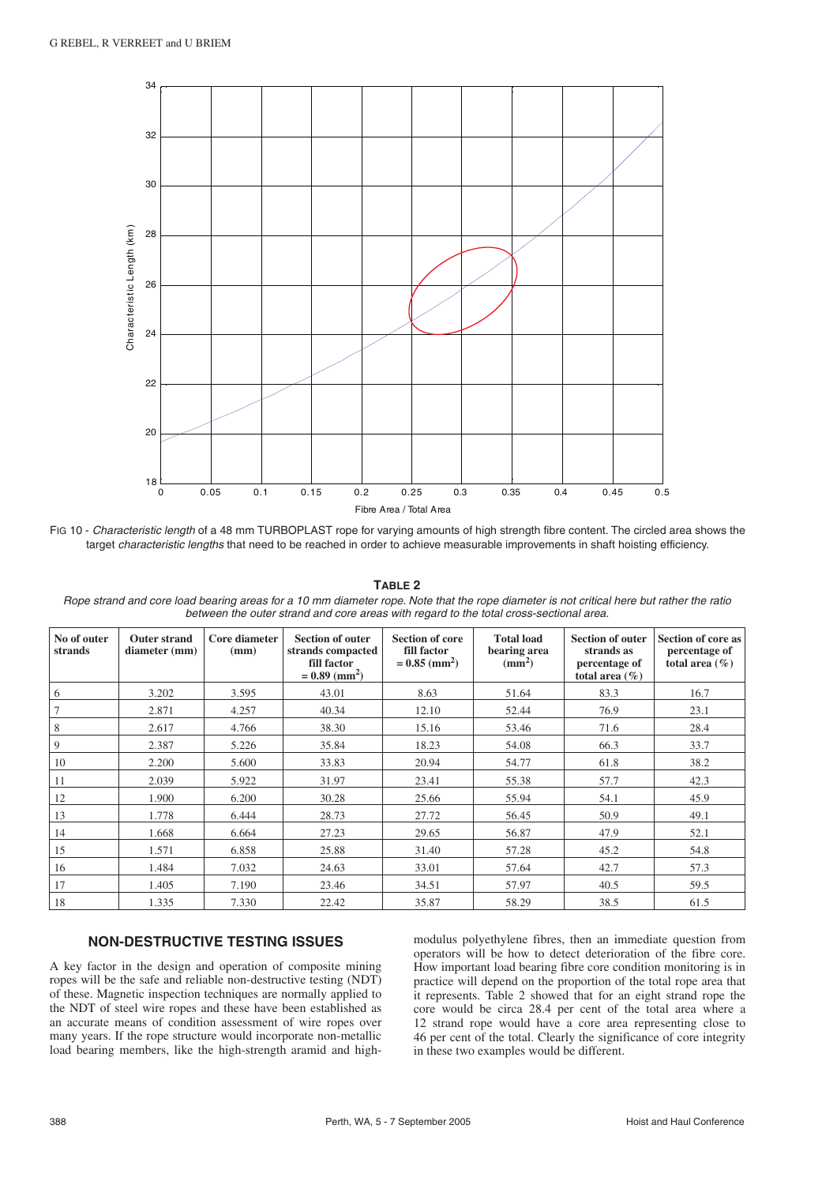FIG 10 - *Characteristic length* of a 48 mm TURBOPLAST rope for varying amounts of high strength fibre content. The circled area shows the target *characteristic lengths* that need to be reached in order to achieve measurable improvements in shaft hoisting efficiency.

**TABLE 2**

*Rope strand and core load bearing areas for a 10 mm diameter rope. Note that the rope diameter is not critical here but rather the ratio between the outer strand and core areas with regard to the total cross-sectional area.*

| No of outer strands | Outer strand diameter (mm) | Core diameter (mm) | Section of outer strands compacted fill factor = 0.89 ($mm^2$) | Section of core fill factor = 0.85 ($mm^2$) | Total load bearing area ($mm^2$) | Section of outer strands as percentage of total area (%) | Section of core as percentage of total area (%) |
|---|---|---|---|---|---|---|---|
| 6 | 3.202 | 3.595 | 43.01 | 8.63 | 51.64 | 83.3 | 16.7 |
| 7 | 2.871 | 4.257 | 40.34 | 12.10 | 52.44 | 76.9 | 23.1 |
| 8 | 2.617 | 4.766 | 38.30 | 15.16 | 53.46 | 71.6 | 28.4 |
| 9 | 2.387 | 5.226 | 35.84 | 18.23 | 54.08 | 66.3 | 33.7 |
| 10 | 2.200 | 5.600 | 33.83 | 20.94 | 54.77 | 61.8 | 38.2 |
| 11 | 2.039 | 5.922 | 31.97 | 23.41 | 55.38 | 57.7 | 42.3 |
| 12 | 1.900 | 6.200 | 30.28 | 25.66 | 55.94 | 54.1 | 45.9 |
| 13 | 1.778 | 6.444 | 28.73 | 27.72 | 56.45 | 50.9 | 49.1 |
| 14 | 1.668 | 6.664 | 27.23 | 29.65 | 56.87 | 47.9 | 52.1 |
| 15 | 1.571 | 6.858 | 25.88 | 31.40 | 57.28 | 45.2 | 54.8 |
| 16 | 1.484 | 7.032 | 24.63 | 33.01 | 57.64 | 42.7 | 57.3 |
| 17 | 1.405 | 7.190 | 23.46 | 34.51 | 57.97 | 40.5 | 59.5 |
| 18 | 1.335 | 7.330 | 22.42 | 35.87 | 58.29 | 38.5 | 61.5 |

## NON-DESTRUCTIVE TESTING ISSUES

A key factor in the design and operation of composite mining ropes will be the safe and reliable non-destructive testing (NDT) of these. Magnetic inspection techniques are normally applied to the NDT of steel wire ropes and these have been established as an accurate means of condition assessment of wire ropes over many years. If the rope structure would incorporate non-metallic load bearing members, like the high-strength aramid and high-modulus polyethylene fibres, then an immediate question from operators will be how to detect deterioration of the fibre core. How important load bearing fibre core condition monitoring is in practice will depend on the proportion of the total rope area that it represents. Table 2 showed that for an eight strand rope the core would be circa 28.4 per cent of the total area where a 12 strand rope would have a core area representing close to 46 per cent of the total. Clearly the significance of core integrity in these two examples would be different.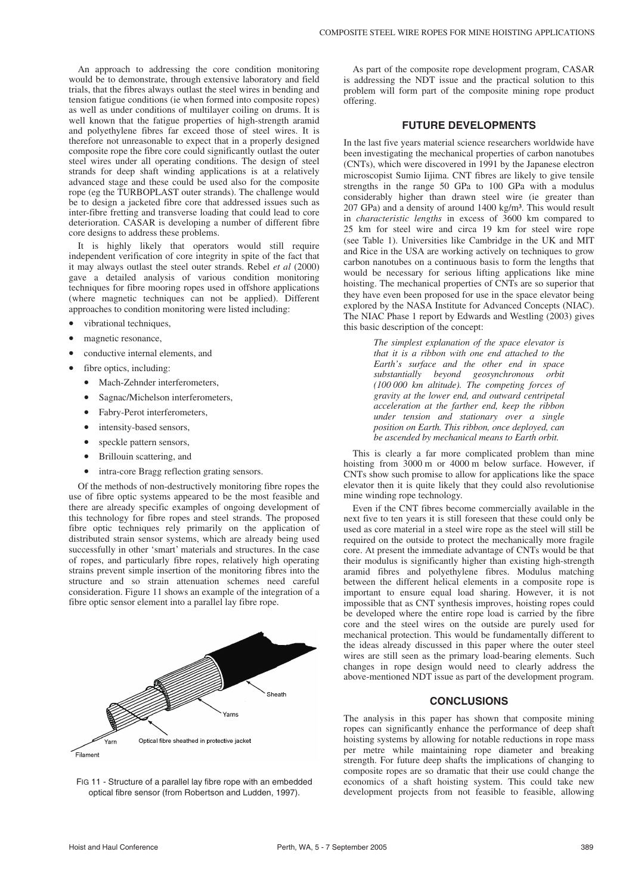An approach to addressing the core condition monitoring would be to demonstrate, through extensive laboratory and field trials, that the fibres always outlast the steel wires in bending and tension fatigue conditions (ie when formed into composite ropes) as well as under conditions of multilayer coiling on drums. It is well known that the fatigue properties of high-strength aramid and polyethylene fibres far exceed those of steel wires. It is therefore not unreasonable to expect that in a properly designed composite rope the fibre core could significantly outlast the outer steel wires under all operating conditions. The design of steel strands for deep shaft winding applications is at a relatively advanced stage and these could be used also for the composite rope (eg the TURBOPLAST outer strands). The challenge would be to design a jacketed fibre core that addressed issues such as inter-fibre fretting and transverse loading that could lead to core deterioration. CASAR is developing a number of different fibre core designs to address these problems.

It is highly likely that operators would still require independent verification of core integrity in spite of the fact that it may always outlast the steel outer strands. Rebel *et al* (2000) gave a detailed analysis of various condition monitoring techniques for fibre mooring ropes used in offshore applications (where magnetic techniques can not be applied). Different approaches to condition monitoring were listed including:

- vibrational techniques,
- magnetic resonance,
- conductive internal elements, and
- fibre optics, including:
  - Mach-Zehnder interferometers,
  - Sagnac/Michelson interferometers,
  - Fabry-Perot interferometers,
  - intensity-based sensors,
  - speckle pattern sensors,
  - Brillouin scattering, and
  - intra-core Bragg reflection grating sensors.

Of the methods of non-destructively monitoring fibre ropes the use of fibre optic systems appeared to be the most feasible and there are already specific examples of ongoing development of this technology for fibre ropes and steel strands. The proposed fibre optic techniques rely primarily on the application of distributed strain sensor systems, which are already being used successfully in other 'smart' materials and structures. In the case of ropes, and particularly fibre ropes, relatively high operating strains prevent simple insertion of the monitoring fibres into the structure and so strain attenuation schemes need careful consideration. Figure 11 shows an example of the integration of a fibre optic sensor element into a parallel lay fibre rope.

FIG 11 - Structure of a parallel lay fibre rope with an embedded optical fibre sensor (from Robertson and Ludden, 1997).

As part of the composite rope development program, CASAR is addressing the NDT issue and the practical solution to this problem will form part of the composite mining rope product offering.

## FUTURE DEVELOPMENTS

In the last five years material science researchers worldwide have been investigating the mechanical properties of carbon nanotubes (CNTs), which were discovered in 1991 by the Japanese electron microscopist Sumio Iijima. CNT fibres are likely to give tensile strengths in the range 50 GPa to 100 GPa with a modulus considerably higher than drawn steel wire (ie greater than 207 GPa) and a density of around 1400 kg/m³. This would result in *characteristic lengths* in excess of 3600 km compared to 25 km for steel wire and circa 19 km for steel wire rope (see Table 1). Universities like Cambridge in the UK and MIT and Rice in the USA are working actively on techniques to grow carbon nanotubes on a continuous basis to form the lengths that would be necessary for serious lifting applications like mine hoisting. The mechanical properties of CNTs are so superior that they have even been proposed for use in the space elevator being explored by the NASA Institute for Advanced Concepts (NIAC). The NIAC Phase 1 report by Edwards and Westling (2003) gives this basic description of the concept:

> *The simplest explanation of the space elevator is that it is a ribbon with one end attached to the Earth's surface and the other end in space substantially beyond geosynchronous orbit (100 000 km altitude). The competing forces of gravity at the lower end, and outward centripetal acceleration at the farther end, keep the ribbon under tension and stationary over a single position on Earth. This ribbon, once deployed, can be ascended by mechanical means to Earth orbit.*

This is clearly a far more complicated problem than mine hoisting from 3000 m or 4000 m below surface. However, if CNTs show such promise to allow for applications like the space elevator then it is quite likely that they could also revolutionise mine winding rope technology.

Even if the CNT fibres become commercially available in the next five to ten years it is still foreseen that these could only be used as core material in a steel wire rope as the steel will still be required on the outside to protect the mechanically more fragile core. At present the immediate advantage of CNTs would be that their modulus is significantly higher than existing high-strength aramid fibres and polyethylene fibres. Modulus matching between the different helical elements in a composite rope is important to ensure equal load sharing. However, it is not impossible that as CNT synthesis improves, hoisting ropes could be developed where the entire rope load is carried by the fibre core and the steel wires on the outside are purely used for mechanical protection. This would be fundamentally different to the ideas already discussed in this paper where the outer steel wires are still seen as the primary load-bearing elements. Such changes in rope design would need to clearly address the above-mentioned NDT issue as part of the development program.

## CONCLUSIONS

The analysis in this paper has shown that composite mining ropes can significantly enhance the performance of deep shaft hoisting systems by allowing for notable reductions in rope mass per metre while maintaining rope diameter and breaking strength. For future deep shafts the implications of changing to composite ropes are so dramatic that their use could change the economics of a shaft hoisting system. This could take new development projects from not feasible to feasible, allowing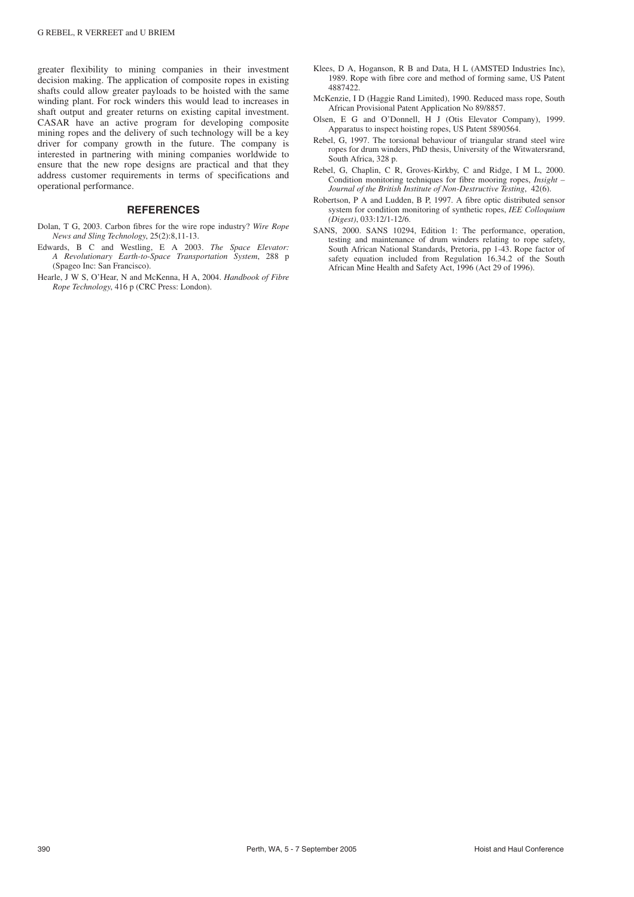greater flexibility to mining companies in their investment decision making. The application of composite ropes in existing shafts could allow greater payloads to be hoisted with the same winding plant. For rock winders this would lead to increases in shaft output and greater returns on existing capital investment. CASAR have an active program for developing composite mining ropes and the delivery of such technology will be a key driver for company growth in the future. The company is interested in partnering with mining companies worldwide to ensure that the new rope designs are practical and that they address customer requirements in terms of specifications and operational performance.

## REFERENCES

Dolan, T G, 2003. Carbon fibres for the wire rope industry? *Wire Rope News and Sling Technology*, 25(2):8,11-13.

Edwards, B C and Westling, E A 2003. *The Space Elevator: A Revolutionary Earth-to-Space Transportation System*, 288 p (Spageo Inc: San Francisco).

Hearle, J W S, O'Hear, N and McKenna, H A, 2004. *Handbook of Fibre Rope Technology*, 416 p (CRC Press: London).

Klees, D A, Hoganson, R B and Data, H L (AMSTED Industries Inc), 1989. Rope with fibre core and method of forming same, US Patent 4887422.

McKenzie, I D (Haggie Rand Limited), 1990. Reduced mass rope, South African Provisional Patent Application No 89/8857.

Olsen, E G and O'Donnell, H J (Otis Elevator Company), 1999. Apparatus to inspect hoisting ropes, US Patent 5890564.

Rebel, G, 1997. The torsional behaviour of triangular strand steel wire ropes for drum winders, PhD thesis, University of the Witwatersrand, South Africa, 328 p.

Rebel, G, Chaplin, C R, Groves-Kirkby, C and Ridge, I M L, 2000. Condition monitoring techniques for fibre mooring ropes, *Insight – Journal of the British Institute of Non-Destructive Testing*, 42(6).

Robertson, P A and Ludden, B P, 1997. A fibre optic distributed sensor system for condition monitoring of synthetic ropes, *IEE Colloquium (Digest)*, 033:12/1-12/6.

SANS, 2000. SANS 10294, Edition 1: The performance, operation, testing and maintenance of drum winders relating to rope safety, South African National Standards, Pretoria, pp 1-43. Rope factor of safety equation included from Regulation 16.34.2 of the South African Mine Health and Safety Act, 1996 (Act 29 of 1996).